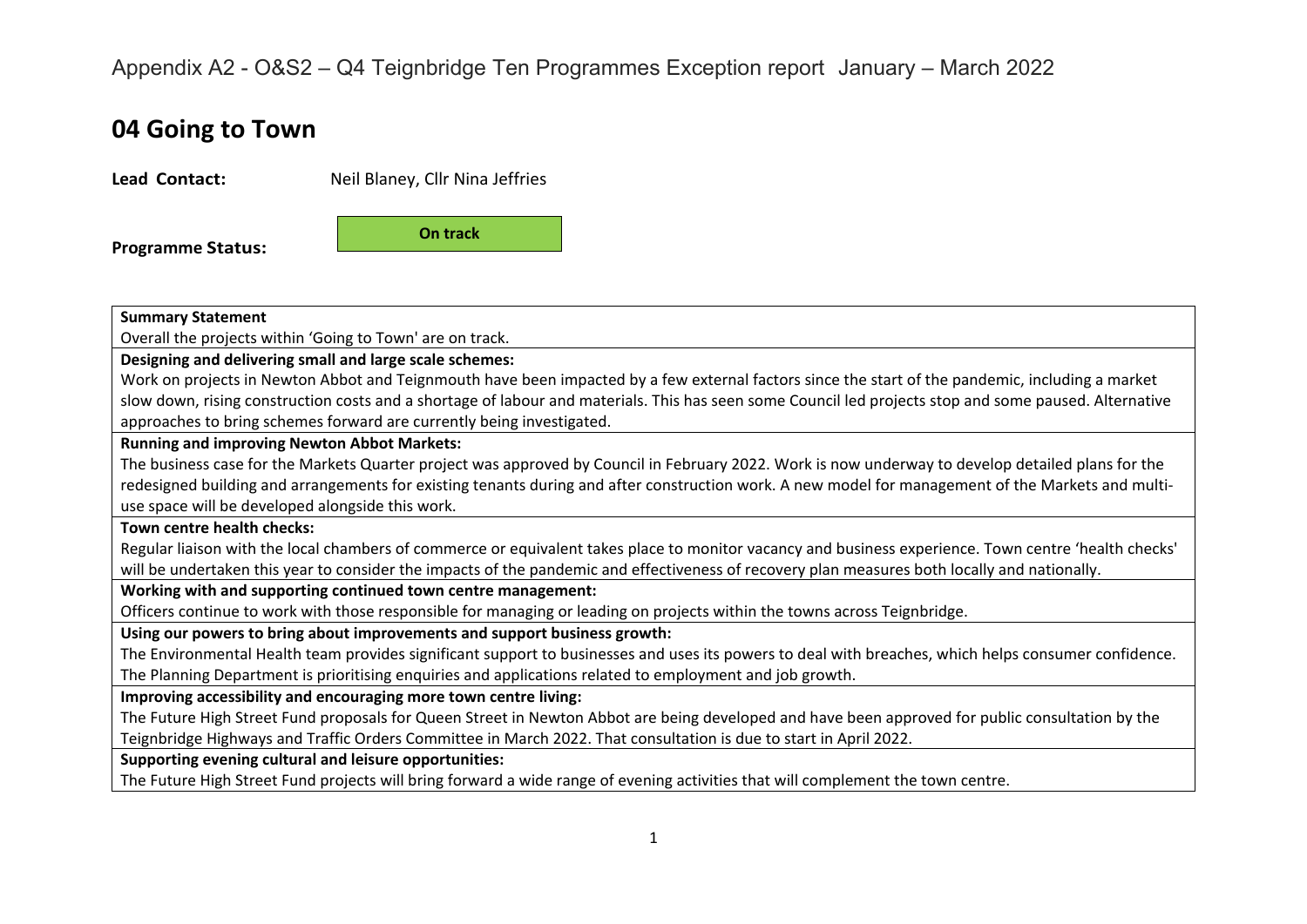Appendix A2 - O&S2 – Q4 Teignbridge Ten Programmes Exception report January – March 2022

# 04 Going to Town

**Lead Contact:** Neil Blaney, Cllr Nina Jeffries

**Programme Status:** **On track**

| **Summary Statement** |
|---|
| Overall the projects within 'Going to Town' are on track. |
| **Designing and delivering small and large scale schemes:** |
| Work on projects in Newton Abbot and Teignmouth have been impacted by a few external factors since the start of the pandemic, including a market slow down, rising construction costs and a shortage of labour and materials. This has seen some Council led projects stop and some paused. Alternative approaches to bring schemes forward are currently being investigated. |
| **Running and improving Newton Abbot Markets:** |
| The business case for the Markets Quarter project was approved by Council in February 2022. Work is now underway to develop detailed plans for the redesigned building and arrangements for existing tenants during and after construction work. A new model for management of the Markets and multi-use space will be developed alongside this work. |
| **Town centre health checks:** |
| Regular liaison with the local chambers of commerce or equivalent takes place to monitor vacancy and business experience. Town centre 'health checks' will be undertaken this year to consider the impacts of the pandemic and effectiveness of recovery plan measures both locally and nationally. |
| **Working with and supporting continued town centre management:** |
| Officers continue to work with those responsible for managing or leading on projects within the towns across Teignbridge. |
| **Using our powers to bring about improvements and support business growth:** |
| The Environmental Health team provides significant support to businesses and uses its powers to deal with breaches, which helps consumer confidence. The Planning Department is prioritising enquiries and applications related to employment and job growth. |
| **Improving accessibility and encouraging more town centre living:** |
| The Future High Street Fund proposals for Queen Street in Newton Abbot are being developed and have been approved for public consultation by the Teignbridge Highways and Traffic Orders Committee in March 2022. That consultation is due to start in April 2022. |
| **Supporting evening cultural and leisure opportunities:** |
| The Future High Street Fund projects will bring forward a wide range of evening activities that will complement the town centre. |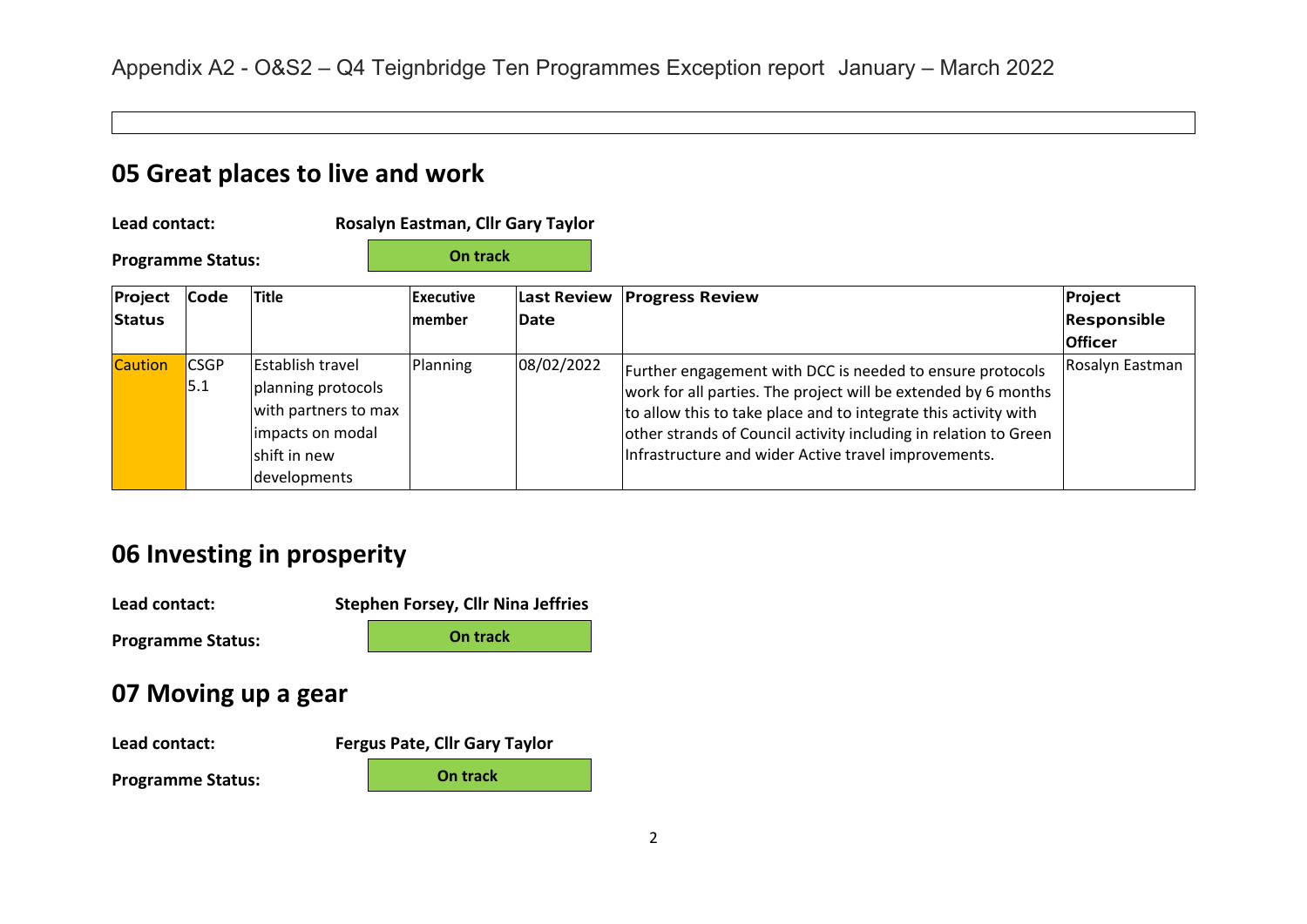Appendix A2 - O&S2 – Q4 Teignbridge Ten Programmes Exception report January – March 2022

## 05 Great places to live and work

**Lead contact:** **Rosalyn Eastman, Cllr Gary Taylor**

**Programme Status:** **On track**

| Project Status | Code | Title | Executive member | Last Review Date | Progress Review | Project Responsible Officer |
|---|---|---|---|---|---|---|
| Caution | CSGP 5.1 | Establish travel planning protocols with partners to max impacts on modal shift in new developments | Planning | 08/02/2022 | Further engagement with DCC is needed to ensure protocols work for all parties. The project will be extended by 6 months to allow this to take place and to integrate this activity with other strands of Council activity including in relation to Green Infrastructure and wider Active travel improvements. | Rosalyn Eastman |

## 06 Investing in prosperity

**Lead contact:** **Stephen Forsey, Cllr Nina Jeffries**

**Programme Status:** **On track**

## 07 Moving up a gear

**Lead contact:** **Fergus Pate, Cllr Gary Taylor**

**Programme Status:** **On track**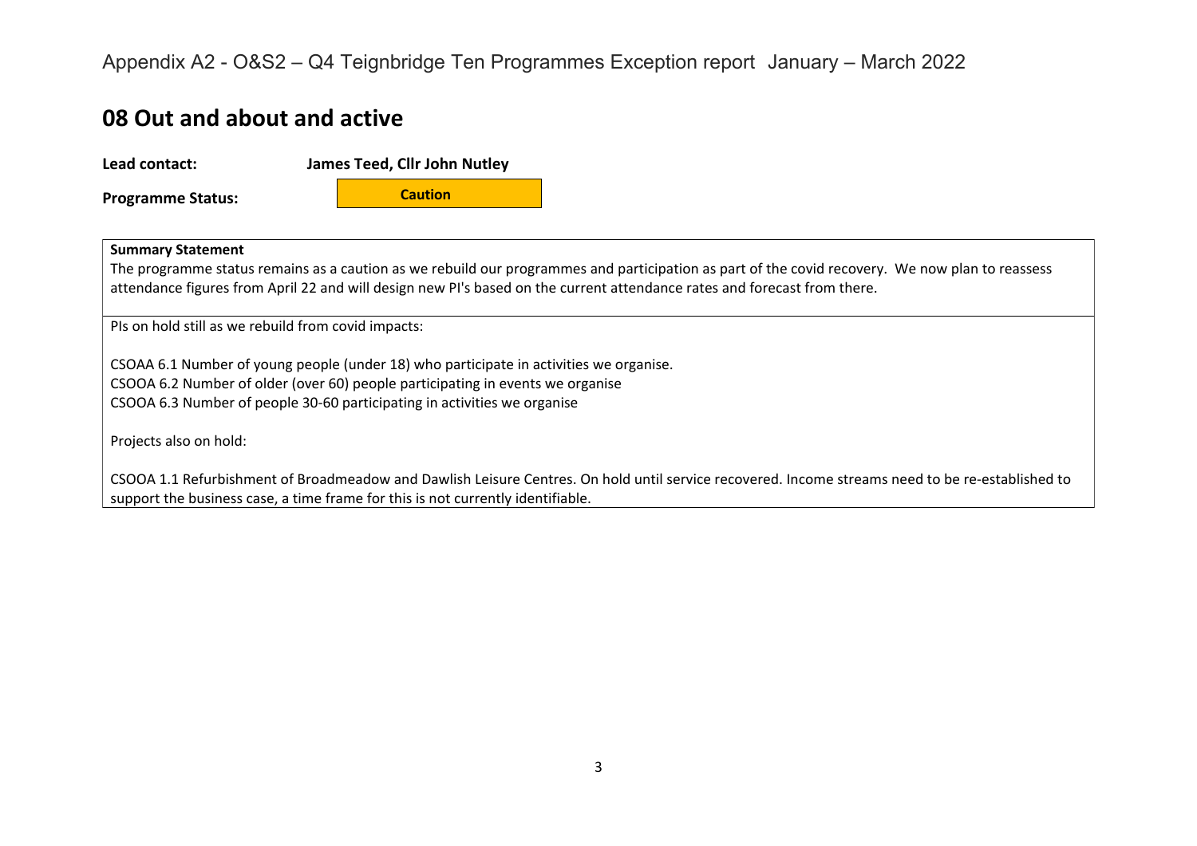Appendix A2 - O&S2 – Q4 Teignbridge Ten Programmes Exception report January – March 2022

## 08 Out and about and active

**Lead contact:** **James Teed, Cllr John Nutley**

**Programme Status:** **Caution**

**Summary Statement**

The programme status remains as a caution as we rebuild our programmes and participation as part of the covid recovery. We now plan to reassess attendance figures from April 22 and will design new PI's based on the current attendance rates and forecast from there.

PIs on hold still as we rebuild from covid impacts:

CSOAA 6.1 Number of young people (under 18) who participate in activities we organise.
CSOOA 6.2 Number of older (over 60) people participating in events we organise
CSOOA 6.3 Number of people 30-60 participating in activities we organise

Projects also on hold:

CSOOA 1.1 Refurbishment of Broadmeadow and Dawlish Leisure Centres. On hold until service recovered. Income streams need to be re-established to support the business case, a time frame for this is not currently identifiable.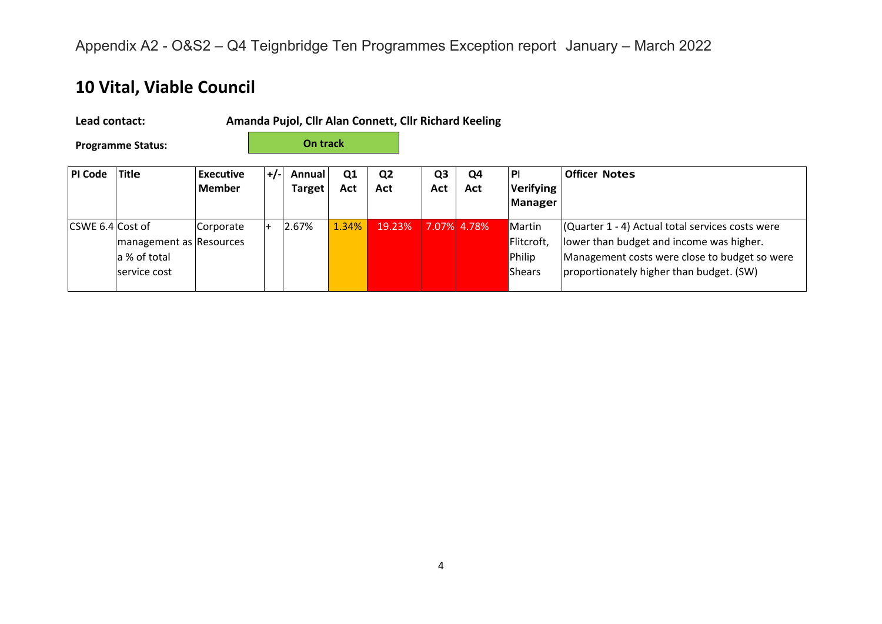Appendix A2 - O&S2 – Q4 Teignbridge Ten Programmes Exception report January – March 2022

# 10 Vital, Viable Council

**Lead contact:** **Amanda Pujol, Cllr Alan Connett, Cllr Richard Keeling**

**Programme Status:** **On track**

| PI Code | Title | Executive Member | +/- | Annual Target | Q1 Act | Q2 Act | Q3 Act | Q4 Act | PI Verifying Manager | Officer Notes |
|---|---|---|---|---|---|---|---|---|---|---|
| CSWE 6.4 | Cost of management as a % of total service cost | Corporate Resources | + | 2.67% | 1.34% | 19.23% | 7.07% | 4.78% | Martin Flitcroft, Philip Shears | (Quarter 1 - 4) Actual total services costs were lower than budget and income was higher. Management costs were close to budget so were proportionately higher than budget. (SW) |